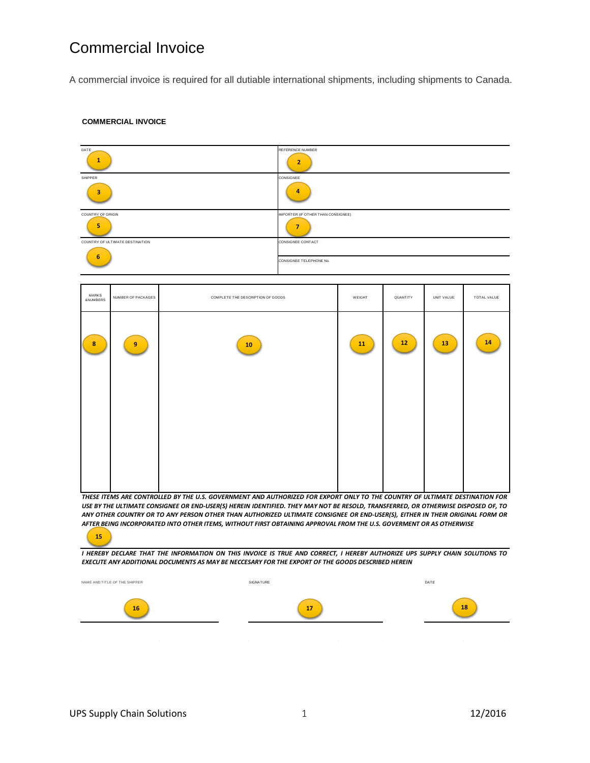# Commercial Invoice

A commercial invoice is required for all dutiable international shipments, including shipments to Canada.

**COMMERCIAL INVOICE**

| DATE | REFERENCE NUMBER |
|---|---|
| 1 | 2 |
| SHIPPER<br>3 | CONSIGNEE<br>4 |
| COUNTRY OF ORIGIN<br>5 | IMPORTER (IF OTHER THAN CONSIGNEE)<br>7 |
| COUNTRY OF ULTIMATE DESTINATION<br>6 | CONSIGNEE CONTACT |
| | CONSIGNEE TELEPHONE No. |

| MARKS &NUMBERS | NUMBER OF PACKAGES | COMPLETE THE DESCRIPTION OF GOODS | WEIGHT | QUANTITY | UNIT VALUE | TOTAL VALUE |
|---|---|---|---|---|---|---|
| 8 | 9 | 10 | 11 | 12 | 13 | 14 |

***THESE ITEMS ARE CONTROLLED BY THE U.S. GOVERNMENT AND AUTHORIZED FOR EXPORT ONLY TO THE COUNTRY OF ULTIMATE DESTINATION FOR USE BY THE ULTIMATE CONSIGNEE OR END-USER(S) HEREIN IDENTIFIED. THEY MAY NOT BE RESOLD, TRANSFERRED, OR OTHERWISE DISPOSED OF, TO ANY OTHER COUNTRY OR TO ANY PERSON OTHER THAN AUTHORIZED ULTIMATE CONSIGNEE OR END-USER(S), EITHER IN THEIR ORIGINAL FORM OR AFTER BEING INCORPORATED INTO OTHER ITEMS, WITHOUT FIRST OBTAINING APPROVAL FROM THE U.S. GOVERMENT OR AS OTHERWISE***

15

***I HEREBY DECLARE THAT THE INFORMATION ON THIS INVOICE IS TRUE AND CORRECT, I HEREBY AUTHORIZE UPS SUPPLY CHAIN SOLUTIONS TO EXECUTE ANY ADDITIONAL DOCUMENTS AS MAY BE NECCESARY FOR THE EXPORT OF THE GOODS DESCRIBED HEREIN***

| NAME AND TITLE OF THE SHIPPER | SIGNATURE | DATE |
|---|---|---|
| 16 | 17 | 18 |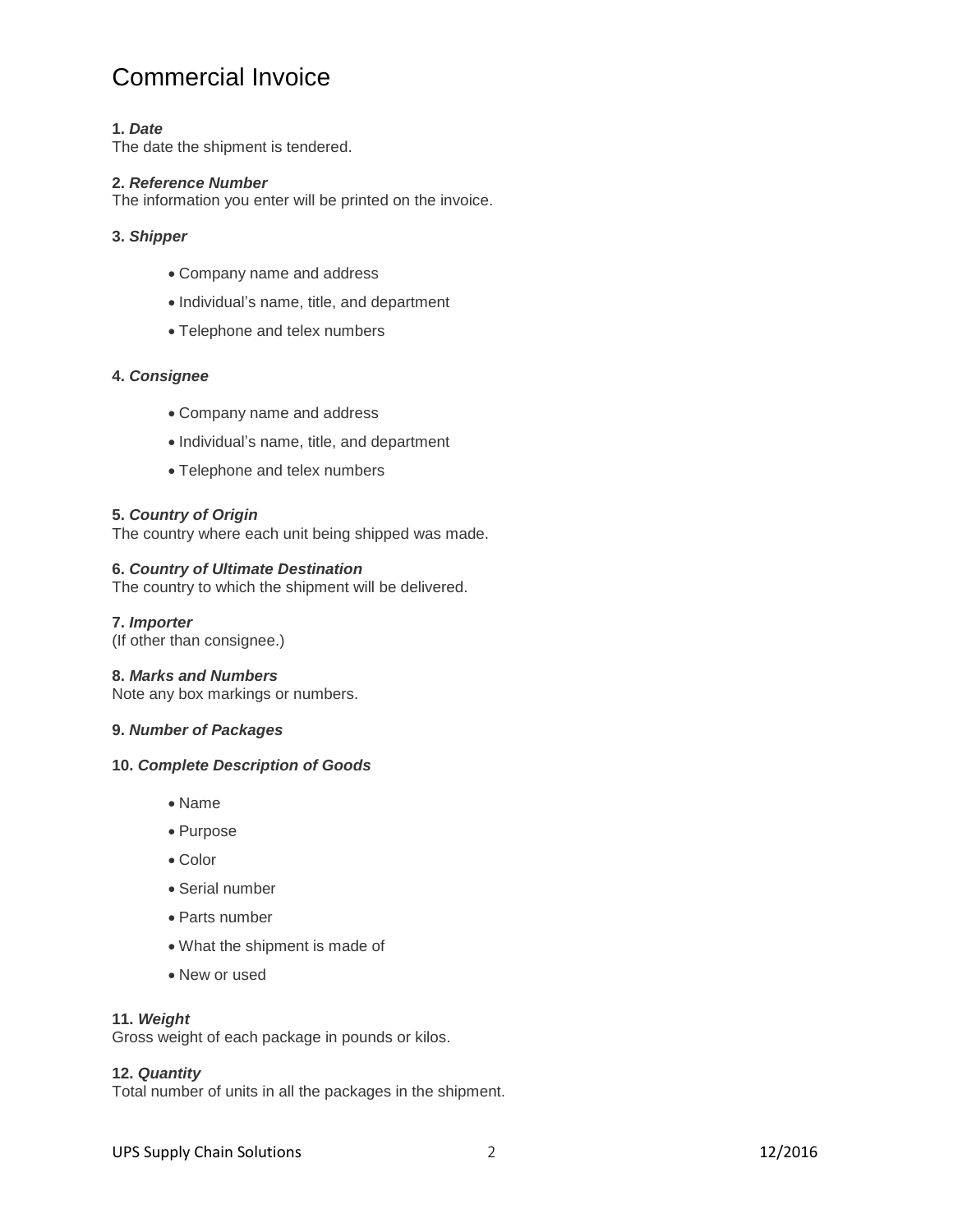# Commercial Invoice

**1. *Date***
The date the shipment is tendered.

**2. *Reference Number***
The information you enter will be printed on the invoice.

**3. *Shipper***

- Company name and address
- Individual's name, title, and department
- Telephone and telex numbers

**4. *Consignee***

- Company name and address
- Individual's name, title, and department
- Telephone and telex numbers

**5. *Country of Origin***
The country where each unit being shipped was made.

**6. *Country of Ultimate Destination***
The country to which the shipment will be delivered.

**7. *Importer***
(If other than consignee.)

**8. *Marks and Numbers***
Note any box markings or numbers.

**9. *Number of Packages***

**10. *Complete Description of Goods***

- Name
- Purpose
- Color
- Serial number
- Parts number
- What the shipment is made of
- New or used

**11. *Weight***
Gross weight of each package in pounds or kilos.

**12. *Quantity***
Total number of units in all the packages in the shipment.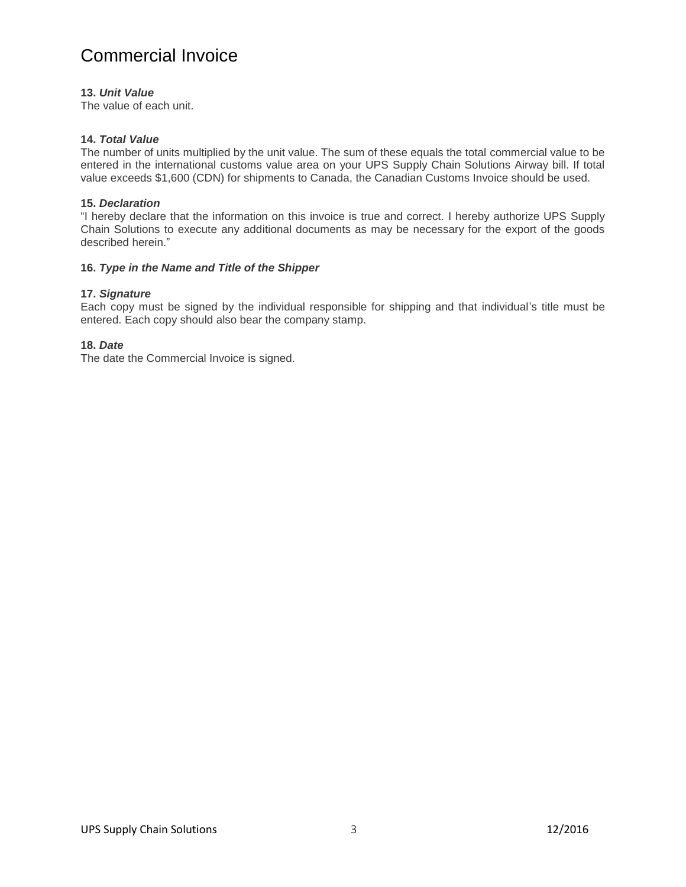# Commercial Invoice

**13. *Unit Value***
The value of each unit.

**14. *Total Value***
The number of units multiplied by the unit value. The sum of these equals the total commercial value to be entered in the international customs value area on your UPS Supply Chain Solutions Airway bill. If total value exceeds $1,600 (CDN) for shipments to Canada, the Canadian Customs Invoice should be used.

**15. *Declaration***
"I hereby declare that the information on this invoice is true and correct. I hereby authorize UPS Supply Chain Solutions to execute any additional documents as may be necessary for the export of the goods described herein."

**16. *Type in the Name and Title of the Shipper***

**17. *Signature***
Each copy must be signed by the individual responsible for shipping and that individual's title must be entered. Each copy should also bear the company stamp.

**18. *Date***
The date the Commercial Invoice is signed.